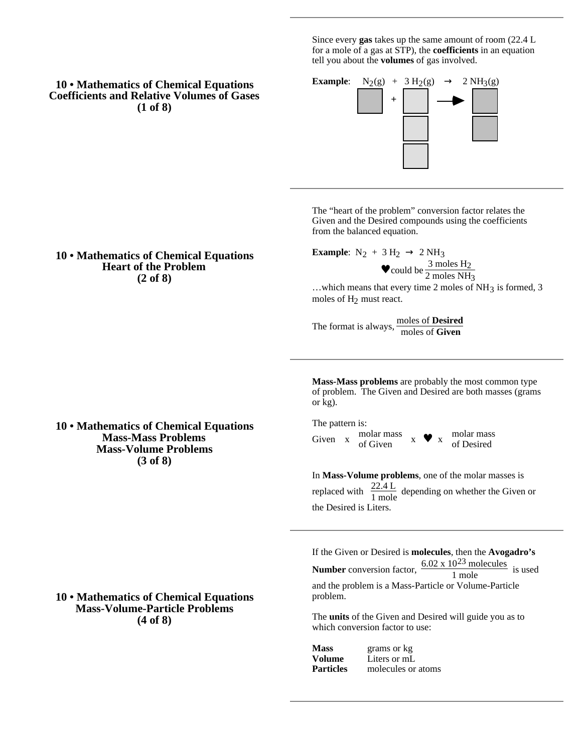## 10 • Mathematics of Chemical Equations
## Coefficients and Relative Volumes of Gases
## (1 of 8)

Since every **gas** takes up the same amount of room (22.4 L for a mole of a gas at STP), the **coefficients** in an equation tell you about the **volumes** of gas involved.

**Example**: $N_2(g) + 3\ H_2(g) \rightarrow 2\ NH_3(g)$

## 10 • Mathematics of Chemical Equations
## Heart of the Problem
## (2 of 8)

The "heart of the problem" conversion factor relates the Given and the Desired compounds using the coefficients from the balanced equation.

**Example**: $N_2 + 3\ H_2 \rightarrow 2\ NH_3$

♥ could be $\frac{3 \text{ moles } H_2}{2 \text{ moles } NH_3}$

…which means that every time 2 moles of $NH_3$ is formed, 3 moles of $H_2$ must react.

The format is always, $\frac{\text{moles of } \textbf{Desired}}{\text{moles of } \textbf{Given}}$

## 10 • Mathematics of Chemical Equations
## Mass-Mass Problems
## Mass-Volume Problems
## (3 of 8)

**Mass-Mass problems** are probably the most common type of problem. The Given and Desired are both masses (grams or kg).

The pattern is:

Given x $\frac{\text{molar mass}}{\text{of Given}}$ x ♥ x $\frac{\text{molar mass}}{\text{of Desired}}$

In **Mass-Volume problems**, one of the molar masses is replaced with $\frac{22.4 \text{ L}}{1 \text{ mole}}$ depending on whether the Given or the Desired is Liters.

## 10 • Mathematics of Chemical Equations
## Mass-Volume-Particle Problems
## (4 of 8)

If the Given or Desired is **molecules**, then the **Avogadro's Number** conversion factor, $\frac{6.02 \times 10^{23} \text{ molecules}}{1 \text{ mole}}$ is used and the problem is a Mass-Particle or Volume-Particle problem.

The **units** of the Given and Desired will guide you as to which conversion factor to use:

**Mass** grams or kg
**Volume** Liters or mL
**Particles** molecules or atoms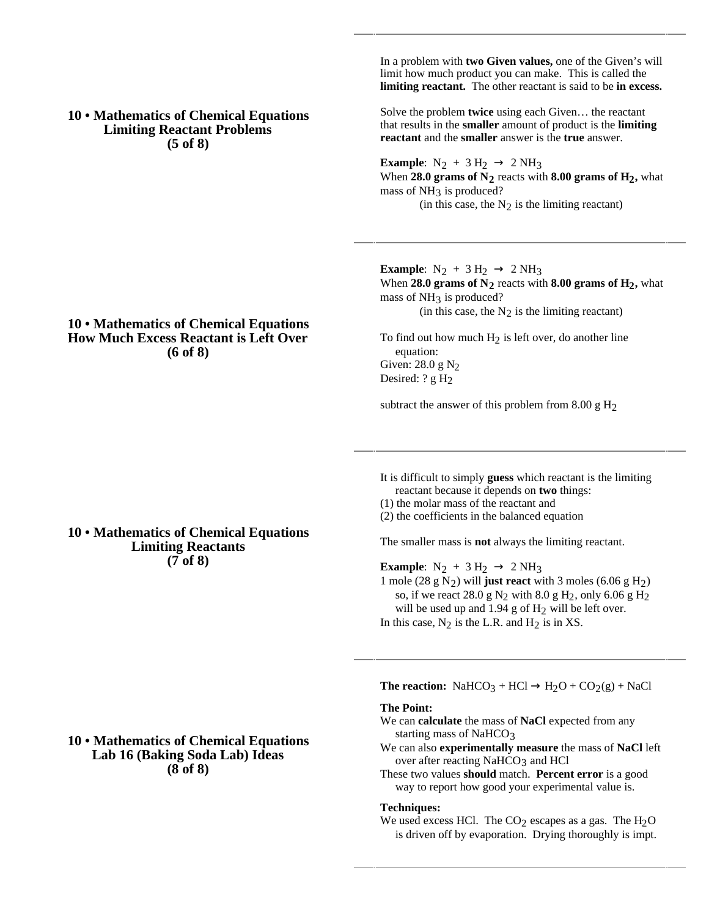## 10 • Mathematics of Chemical Equations Limiting Reactant Problems (5 of 8)

In a problem with **two Given values,** one of the Given's will limit how much product you can make. This is called the **limiting reactant.** The other reactant is said to be **in excess.**

Solve the problem **twice** using each Given… the reactant that results in the **smaller** amount of product is the **limiting reactant** and the **smaller** answer is the **true** answer.

**Example**: $N_2 + 3\ H_2 \rightarrow 2\ NH_3$
When **28.0 grams of $N_2$** reacts with **8.00 grams of $H_2$,** what mass of $NH_3$ is produced?
(in this case, the $N_2$ is the limiting reactant)

## 10 • Mathematics of Chemical Equations How Much Excess Reactant is Left Over (6 of 8)

**Example**: $N_2 + 3\ H_2 \rightarrow 2\ NH_3$
When **28.0 grams of $N_2$** reacts with **8.00 grams of $H_2$,** what mass of $NH_3$ is produced?
(in this case, the $N_2$ is the limiting reactant)

To find out how much $H_2$ is left over, do another line equation:
Given: 28.0 g $N_2$
Desired: ? g $H_2$

subtract the answer of this problem from 8.00 g $H_2$

## 10 • Mathematics of Chemical Equations Limiting Reactants (7 of 8)

It is difficult to simply **guess** which reactant is the limiting reactant because it depends on **two** things:
(1) the molar mass of the reactant and
(2) the coefficients in the balanced equation

The smaller mass is **not** always the limiting reactant.

**Example**: $N_2 + 3\ H_2 \rightarrow 2\ NH_3$
1 mole (28 g $N_2$) will **just react** with 3 moles (6.06 g $H_2$) so, if we react 28.0 g $N_2$ with 8.0 g $H_2$, only 6.06 g $H_2$ will be used up and 1.94 g of $H_2$ will be left over.
In this case, $N_2$ is the L.R. and $H_2$ is in XS.

## 10 • Mathematics of Chemical Equations Lab 16 (Baking Soda Lab) Ideas (8 of 8)

**The reaction:** $NaHCO_3 + HCl \rightarrow H_2O + CO_2(g) + NaCl$

**The Point:**
We can **calculate** the mass of **NaCl** expected from any starting mass of $NaHCO_3$
We can also **experimentally measure** the mass of **NaCl** left over after reacting $NaHCO_3$ and HCl
These two values **should** match. **Percent error** is a good way to report how good your experimental value is.

**Techniques:**
We used excess HCl. The $CO_2$ escapes as a gas. The $H_2O$ is driven off by evaporation. Drying thoroughly is impt.